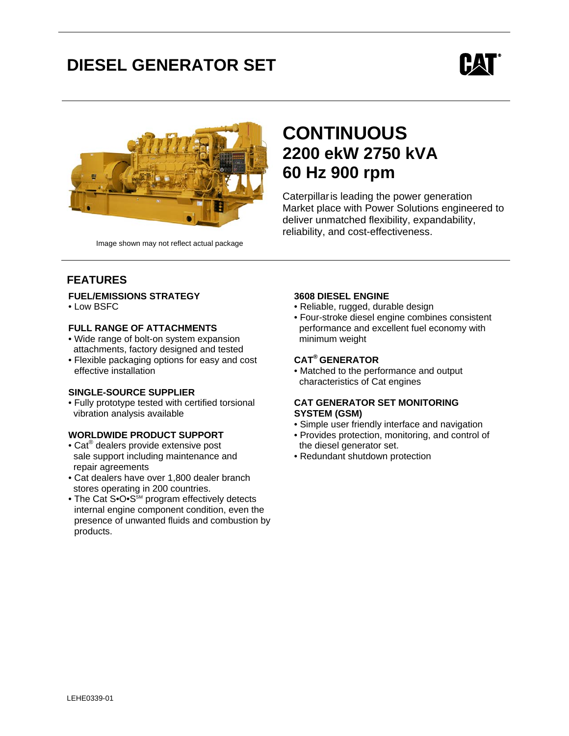# DIESEL GENERATOR SET

Image shown may not reflect actual package

## CONTINUOUS
## 2200 ekW 2750 kVA
## 60 Hz 900 rpm

Caterpillar is leading the power generation Market place with Power Solutions engineered to deliver unmatched flexibility, expandability, reliability, and cost-effectiveness.

## FEATURES

### FUEL/EMISSIONS STRATEGY
- Low BSFC

### FULL RANGE OF ATTACHMENTS
- Wide range of bolt-on system expansion attachments, factory designed and tested
- Flexible packaging options for easy and cost effective installation

### SINGLE-SOURCE SUPPLIER
- Fully prototype tested with certified torsional vibration analysis available

### WORLDWIDE PRODUCT SUPPORT
- Cat® dealers provide extensive post sale support including maintenance and repair agreements
- Cat dealers have over 1,800 dealer branch stores operating in 200 countries.
- The Cat S•O•S℠ program effectively detects internal engine component condition, even the presence of unwanted fluids and combustion by products.

### 3608 DIESEL ENGINE
- Reliable, rugged, durable design
- Four-stroke diesel engine combines consistent performance and excellent fuel economy with minimum weight

### CAT® GENERATOR
- Matched to the performance and output characteristics of Cat engines

### CAT GENERATOR SET MONITORING SYSTEM (GSM)
- Simple user friendly interface and navigation
- Provides protection, monitoring, and control of the diesel generator set.
- Redundant shutdown protection

LEHE0339-01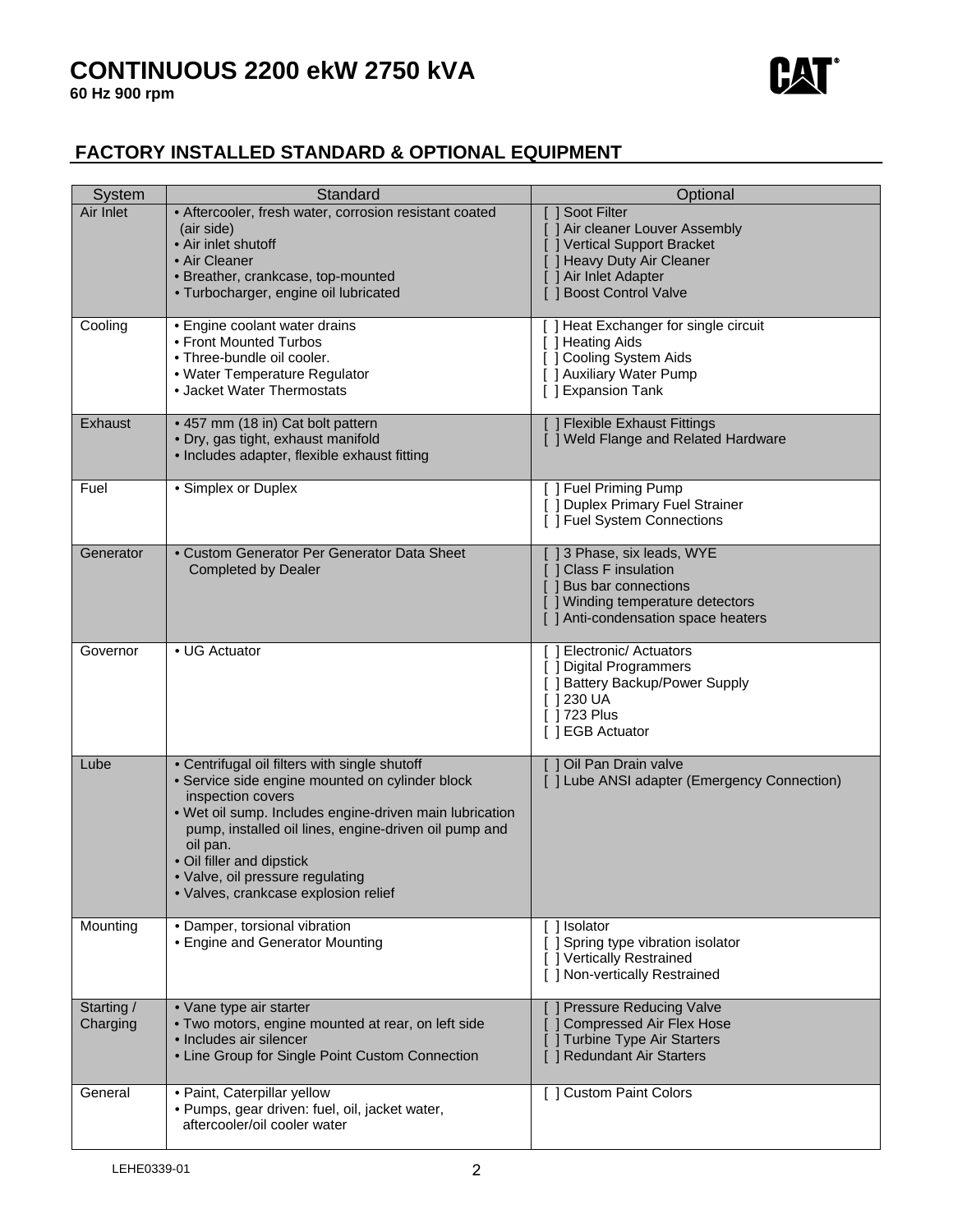# CONTINUOUS 2200 ekW 2750 kVA

**60 Hz 900 rpm**

## FACTORY INSTALLED STANDARD & OPTIONAL EQUIPMENT

| System | Standard | Optional |
|---|---|---|
| Air Inlet | • Aftercooler, fresh water, corrosion resistant coated (air side)<br>• Air inlet shutoff<br>• Air Cleaner<br>• Breather, crankcase, top-mounted<br>• Turbocharger, engine oil lubricated | [ ] Soot Filter<br>[ ] Air cleaner Louver Assembly<br>[ ] Vertical Support Bracket<br>[ ] Heavy Duty Air Cleaner<br>[ ] Air Inlet Adapter<br>[ ] Boost Control Valve |
| Cooling | • Engine coolant water drains<br>• Front Mounted Turbos<br>• Three-bundle oil cooler.<br>• Water Temperature Regulator<br>• Jacket Water Thermostats | [ ] Heat Exchanger for single circuit<br>[ ] Heating Aids<br>[ ] Cooling System Aids<br>[ ] Auxiliary Water Pump<br>[ ] Expansion Tank |
| Exhaust | • 457 mm (18 in) Cat bolt pattern<br>• Dry, gas tight, exhaust manifold<br>• Includes adapter, flexible exhaust fitting | [ ] Flexible Exhaust Fittings<br>[ ] Weld Flange and Related Hardware |
| Fuel | • Simplex or Duplex | [ ] Fuel Priming Pump<br>[ ] Duplex Primary Fuel Strainer<br>[ ] Fuel System Connections |
| Generator | • Custom Generator Per Generator Data Sheet Completed by Dealer | [ ] 3 Phase, six leads, WYE<br>[ ] Class F insulation<br>[ ] Bus bar connections<br>[ ] Winding temperature detectors<br>[ ] Anti-condensation space heaters |
| Governor | • UG Actuator | [ ] Electronic/ Actuators<br>[ ] Digital Programmers<br>[ ] Battery Backup/Power Supply<br>[ ] 230 UA<br>[ ] 723 Plus<br>[ ] EGB Actuator |
| Lube | • Centrifugal oil filters with single shutoff<br>• Service side engine mounted on cylinder block inspection covers<br>• Wet oil sump. Includes engine-driven main lubrication pump, installed oil lines, engine-driven oil pump and oil pan.<br>• Oil filler and dipstick<br>• Valve, oil pressure regulating<br>• Valves, crankcase explosion relief | [ ] Oil Pan Drain valve<br>[ ] Lube ANSI adapter (Emergency Connection) |
| Mounting | • Damper, torsional vibration<br>• Engine and Generator Mounting | [ ] Isolator<br>[ ] Spring type vibration isolator<br>[ ] Vertically Restrained<br>[ ] Non-vertically Restrained |
| Starting / Charging | • Vane type air starter<br>• Two motors, engine mounted at rear, on left side<br>• Includes air silencer<br>• Line Group for Single Point Custom Connection | [ ] Pressure Reducing Valve<br>[ ] Compressed Air Flex Hose<br>[ ] Turbine Type Air Starters<br>[ ] Redundant Air Starters |
| General | • Paint, Caterpillar yellow<br>• Pumps, gear driven: fuel, oil, jacket water, aftercooler/oil cooler water | [ ] Custom Paint Colors |

LEHE0339-01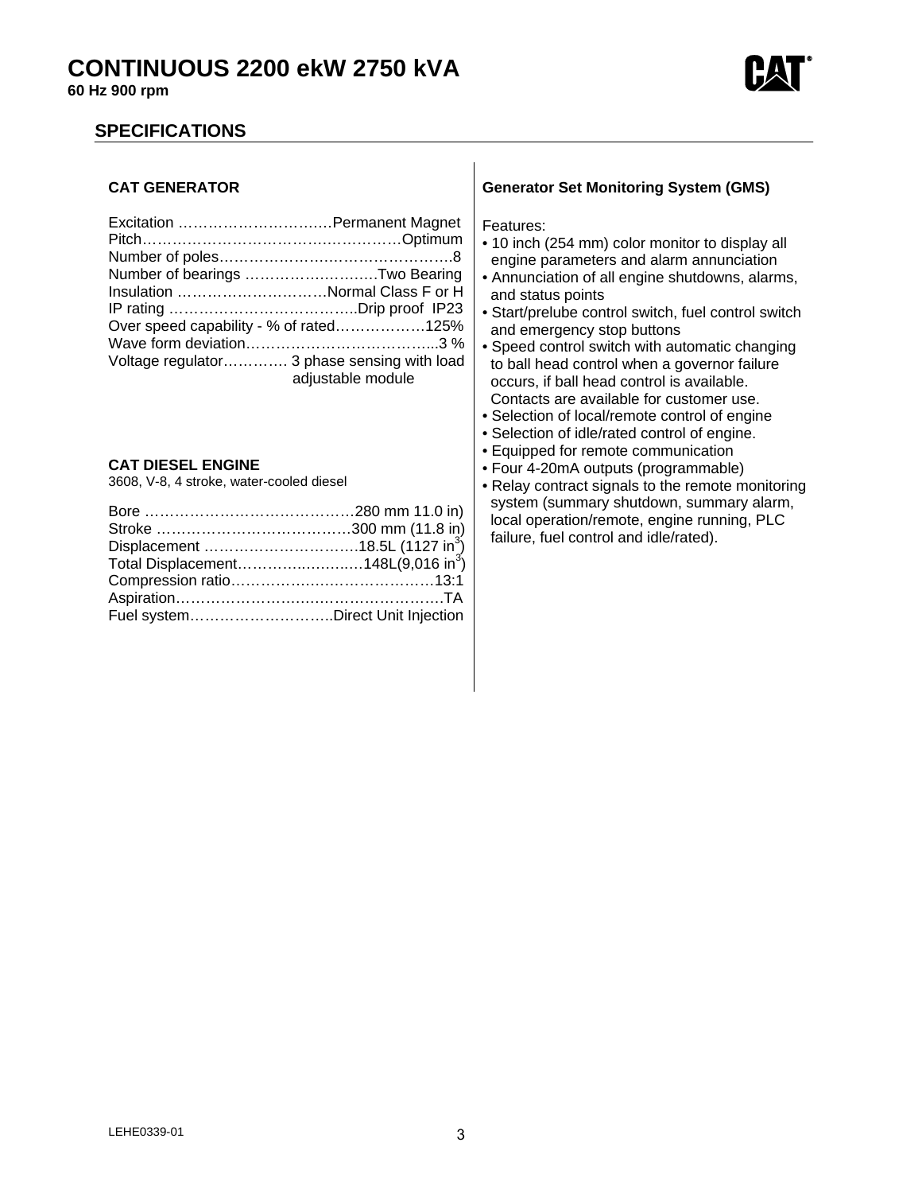# CONTINUOUS 2200 ekW 2750 kVA

**60 Hz 900 rpm**

## SPECIFICATIONS

### CAT GENERATOR

Excitation ………………………….Permanent Magnet
Pitch……………………………….…………Optimum
Number of poles……………….……………………..8
Number of bearings ………….………..…Two Bearing
Insulation …………………………Normal Class F or H
IP rating ………………………………..Drip proof IP23
Over speed capability - % of rated……………..125%
Wave form deviation………………………………...3 %
Voltage regulator………… 3 phase sensing with load adjustable module

### CAT DIESEL ENGINE

3608, V-8, 4 stroke, water-cooled diesel

Bore ……………………………………280 mm 11.0 in)
Stroke …………………………………300 mm (11.8 in)
Displacement ………………………….18.5L (1127 in$^3$)
Total Displacement………..………..…148L(9,016 in$^3$)
Compression ratio……………..……………………13:1
Aspiration………………….…………………………TA
Fuel system……….………………..Direct Unit Injection

### Generator Set Monitoring System (GMS)

Features:

- 10 inch (254 mm) color monitor to display all engine parameters and alarm annunciation
- Annunciation of all engine shutdowns, alarms, and status points
- Start/prelube control switch, fuel control switch and emergency stop buttons
- Speed control switch with automatic changing to ball head control when a governor failure occurs, if ball head control is available. Contacts are available for customer use.
- Selection of local/remote control of engine
- Selection of idle/rated control of engine.
- Equipped for remote communication
- Four 4-20mA outputs (programmable)
- Relay contract signals to the remote monitoring system (summary shutdown, summary alarm, local operation/remote, engine running, PLC failure, fuel control and idle/rated).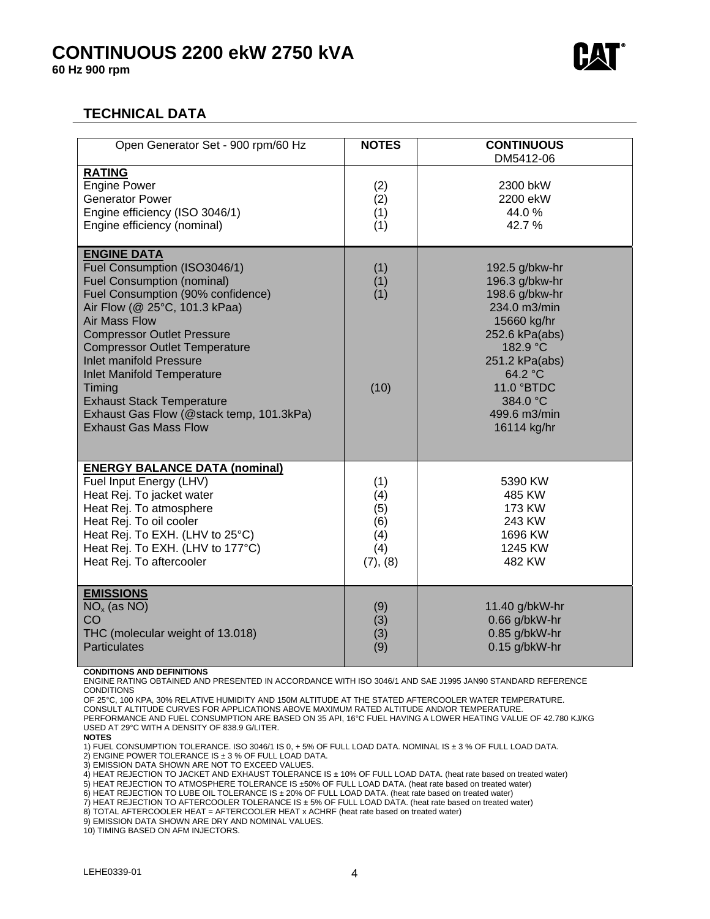# CONTINUOUS 2200 ekW 2750 kVA

**60 Hz 900 rpm**

## TECHNICAL DATA

| Open Generator Set - 900 rpm/60 Hz | NOTES | CONTINUOUS DM5412-06 |
|---|---|---|
| **RATING** | | |
| Engine Power | (2) | 2300 bkW |
| Generator Power | (2) | 2200 ekW |
| Engine efficiency (ISO 3046/1) | (1) | 44.0 % |
| Engine efficiency (nominal) | (1) | 42.7 % |
| **ENGINE DATA** | | |
| Fuel Consumption (ISO3046/1) | (1) | 192.5 g/bkw-hr |
| Fuel Consumption (nominal) | (1) | 196.3 g/bkw-hr |
| Fuel Consumption (90% confidence) | (1) | 198.6 g/bkw-hr |
| Air Flow (@ 25°C, 101.3 kPaa) | | 234.0 m3/min |
| Air Mass Flow | | 15660 kg/hr |
| Compressor Outlet Pressure | | 252.6 kPa(abs) |
| Compressor Outlet Temperature | | 182.9 °C |
| Inlet manifold Pressure | | 251.2 kPa(abs) |
| Inlet Manifold Temperature | | 64.2 °C |
| Timing | (10) | 11.0 °BTDC |
| Exhaust Stack Temperature | | 384.0 °C |
| Exhaust Gas Flow (@stack temp, 101.3kPa) | | 499.6 m3/min |
| Exhaust Gas Mass Flow | | 16114 kg/hr |
| **ENERGY BALANCE DATA (nominal)** | | |
| Fuel Input Energy (LHV) | (1) | 5390 KW |
| Heat Rej. To jacket water | (4) | 485 KW |
| Heat Rej. To atmosphere | (5) | 173 KW |
| Heat Rej. To oil cooler | (6) | 243 KW |
| Heat Rej. To EXH. (LHV to 25°C) | (4) | 1696 KW |
| Heat Rej. To EXH. (LHV to 177°C) | (4) | 1245 KW |
| Heat Rej. To aftercooler | (7), (8) | 482 KW |
| **EMISSIONS** | | |
| $NO_x$ (as NO) | (9) | 11.40 g/bkW-hr |
| CO | (3) | 0.66 g/bkW-hr |
| THC (molecular weight of 13.018) | (3) | 0.85 g/bkW-hr |
| Particulates | (9) | 0.15 g/bkW-hr |

**CONDITIONS AND DEFINITIONS**

ENGINE RATING OBTAINED AND PRESENTED IN ACCORDANCE WITH ISO 3046/1 AND SAE J1995 JAN90 STANDARD REFERENCE CONDITIONS
OF 25°C, 100 KPA, 30% RELATIVE HUMIDITY AND 150M ALTITUDE AT THE STATED AFTERCOOLER WATER TEMPERATURE.
CONSULT ALTITUDE CURVES FOR APPLICATIONS ABOVE MAXIMUM RATED ALTITUDE AND/OR TEMPERATURE.
PERFORMANCE AND FUEL CONSUMPTION ARE BASED ON 35 API, 16°C FUEL HAVING A LOWER HEATING VALUE OF 42.780 KJ/KG USED AT 29°C WITH A DENSITY OF 838.9 G/LITER.

**NOTES**

1) FUEL CONSUMPTION TOLERANCE. ISO 3046/1 IS 0, + 5% OF FULL LOAD DATA. NOMINAL IS ± 3 % OF FULL LOAD DATA.
2) ENGINE POWER TOLERANCE IS ± 3 % OF FULL LOAD DATA.
3) EMISSION DATA SHOWN ARE NOT TO EXCEED VALUES.
4) HEAT REJECTION TO JACKET AND EXHAUST TOLERANCE IS ± 10% OF FULL LOAD DATA. (heat rate based on treated water)
5) HEAT REJECTION TO ATMOSPHERE TOLERANCE IS ±50% OF FULL LOAD DATA. (heat rate based on treated water)
6) HEAT REJECTION TO LUBE OIL TOLERANCE IS ± 20% OF FULL LOAD DATA. (heat rate based on treated water)
7) HEAT REJECTION TO AFTERCOOLER TOLERANCE IS ± 5% OF FULL LOAD DATA. (heat rate based on treated water)
8) TOTAL AFTERCOOLER HEAT = AFTERCOOLER HEAT x ACHRF (heat rate based on treated water)
9) EMISSION DATA SHOWN ARE DRY AND NOMINAL VALUES.
10) TIMING BASED ON AFM INJECTORS.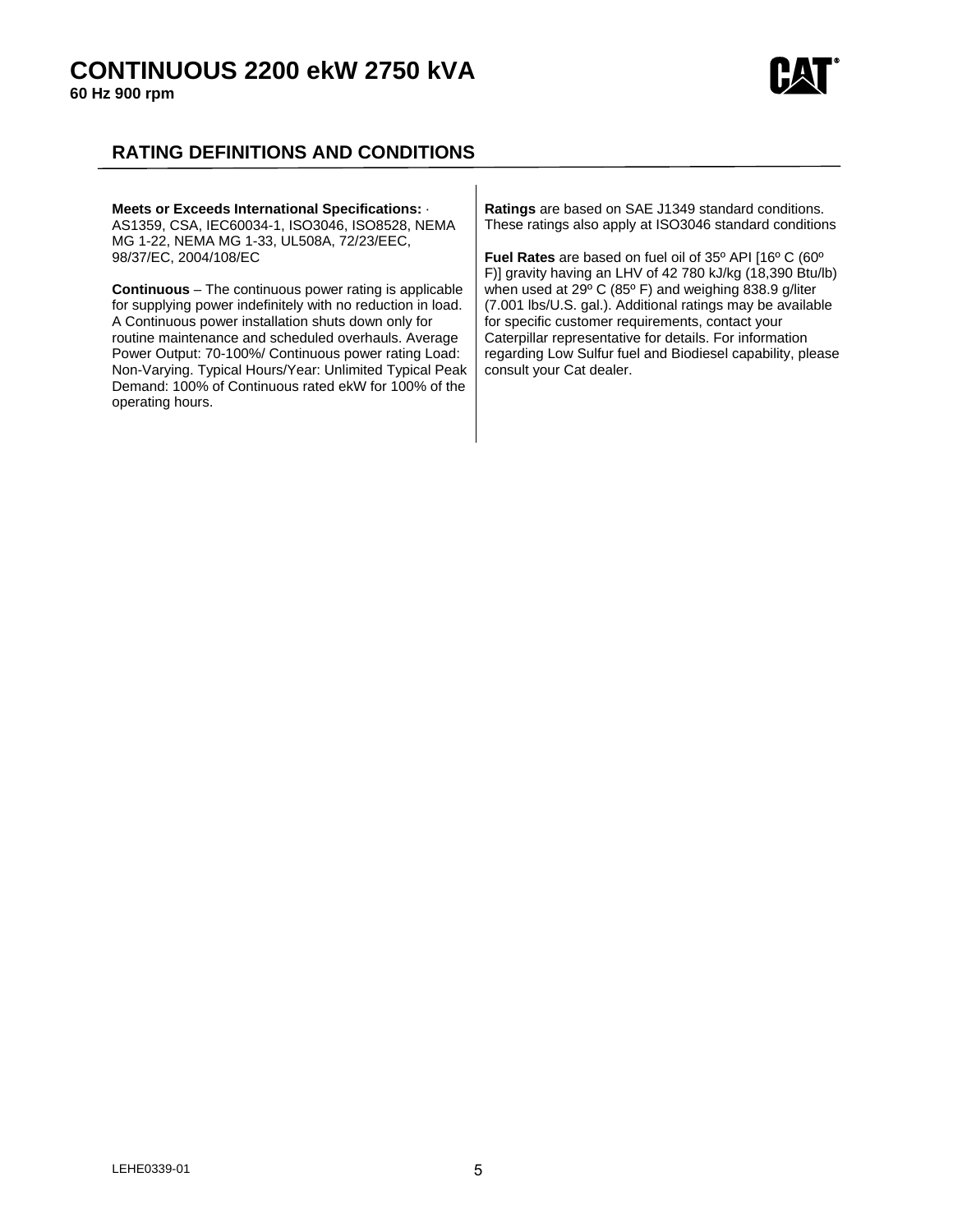# CONTINUOUS 2200 ekW 2750 kVA

**60 Hz 900 rpm**

## RATING DEFINITIONS AND CONDITIONS

**Meets or Exceeds International Specifications:** · AS1359, CSA, IEC60034-1, ISO3046, ISO8528, NEMA MG 1-22, NEMA MG 1-33, UL508A, 72/23/EEC, 98/37/EC, 2004/108/EC

**Continuous** – The continuous power rating is applicable for supplying power indefinitely with no reduction in load. A Continuous power installation shuts down only for routine maintenance and scheduled overhauls. Average Power Output: 70-100%/ Continuous power rating Load: Non-Varying. Typical Hours/Year: Unlimited Typical Peak Demand: 100% of Continuous rated ekW for 100% of the operating hours.

**Ratings** are based on SAE J1349 standard conditions. These ratings also apply at ISO3046 standard conditions

**Fuel Rates** are based on fuel oil of 35º API [16º C (60º F)] gravity having an LHV of 42 780 kJ/kg (18,390 Btu/lb) when used at 29º C (85º F) and weighing 838.9 g/liter (7.001 lbs/U.S. gal.). Additional ratings may be available for specific customer requirements, contact your Caterpillar representative for details. For information regarding Low Sulfur fuel and Biodiesel capability, please consult your Cat dealer.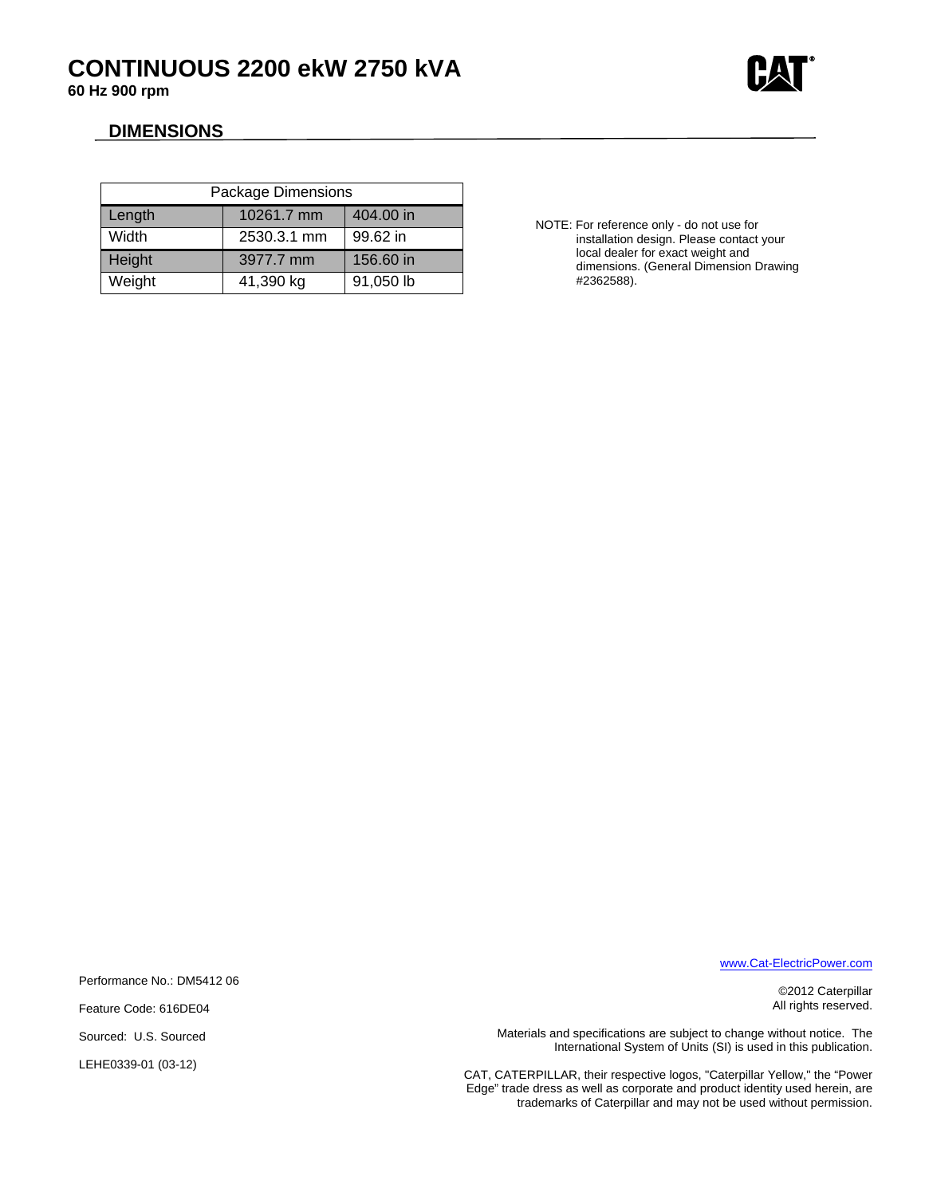# CONTINUOUS 2200 ekW 2750 kVA

**60 Hz 900 rpm**

## DIMENSIONS

| Package Dimensions | | |
|---|---|---|
| Length | 10261.7 mm | 404.00 in |
| Width | 2530.3.1 mm | 99.62 in |
| Height | 3977.7 mm | 156.60 in |
| Weight | 41,390 kg | 91,050 lb |

NOTE: For reference only - do not use for installation design. Please contact your local dealer for exact weight and dimensions. (General Dimension Drawing #2362588).

Performance No.: DM5412 06

Feature Code: 616DE04

Sourced: U.S. Sourced

LEHE0339-01 (03-12)

www.Cat-ElectricPower.com

©2012 Caterpillar
All rights reserved.

Materials and specifications are subject to change without notice. The International System of Units (SI) is used in this publication.

CAT, CATERPILLAR, their respective logos, "Caterpillar Yellow," the "Power Edge" trade dress as well as corporate and product identity used herein, are trademarks of Caterpillar and may not be used without permission.